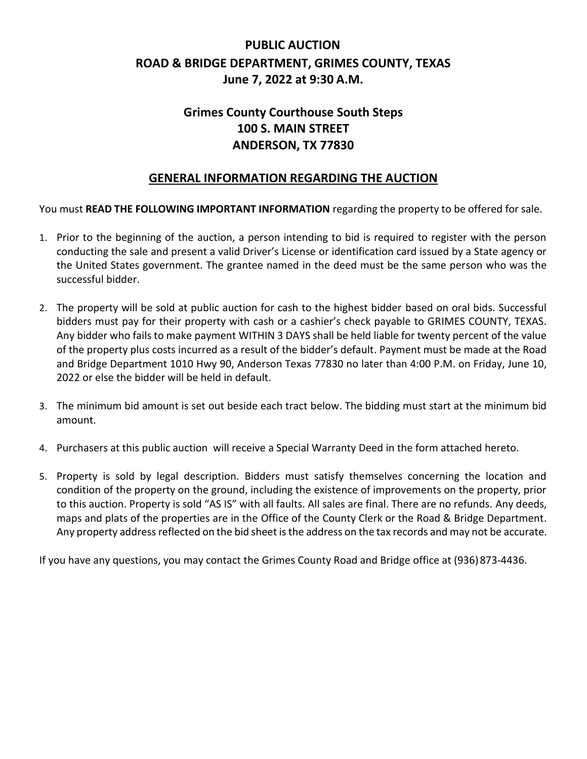# PUBLIC AUCTION
# ROAD & BRIDGE DEPARTMENT, GRIMES COUNTY, TEXAS
# June 7, 2022 at 9:30 A.M.

## Grimes County Courthouse South Steps
## 100 S. MAIN STREET
## ANDERSON, TX 77830

## GENERAL INFORMATION REGARDING THE AUCTION

You must **READ THE FOLLOWING IMPORTANT INFORMATION** regarding the property to be offered for sale.

1. Prior to the beginning of the auction, a person intending to bid is required to register with the person conducting the sale and present a valid Driver's License or identification card issued by a State agency or the United States government. The grantee named in the deed must be the same person who was the successful bidder.

2. The property will be sold at public auction for cash to the highest bidder based on oral bids. Successful bidders must pay for their property with cash or a cashier's check payable to GRIMES COUNTY, TEXAS. Any bidder who fails to make payment WITHIN 3 DAYS shall be held liable for twenty percent of the value of the property plus costs incurred as a result of the bidder's default. Payment must be made at the Road and Bridge Department 1010 Hwy 90, Anderson Texas 77830 no later than 4:00 P.M. on Friday, June 10, 2022 or else the bidder will be held in default.

3. The minimum bid amount is set out beside each tract below. The bidding must start at the minimum bid amount.

4. Purchasers at this public auction will receive a Special Warranty Deed in the form attached hereto.

5. Property is sold by legal description. Bidders must satisfy themselves concerning the location and condition of the property on the ground, including the existence of improvements on the property, prior to this auction. Property is sold "AS IS" with all faults. All sales are final. There are no refunds. Any deeds, maps and plats of the properties are in the Office of the County Clerk or the Road & Bridge Department. Any property address reflected on the bid sheet is the address on the tax records and may not be accurate.

If you have any questions, you may contact the Grimes County Road and Bridge office at (936) 873-4436.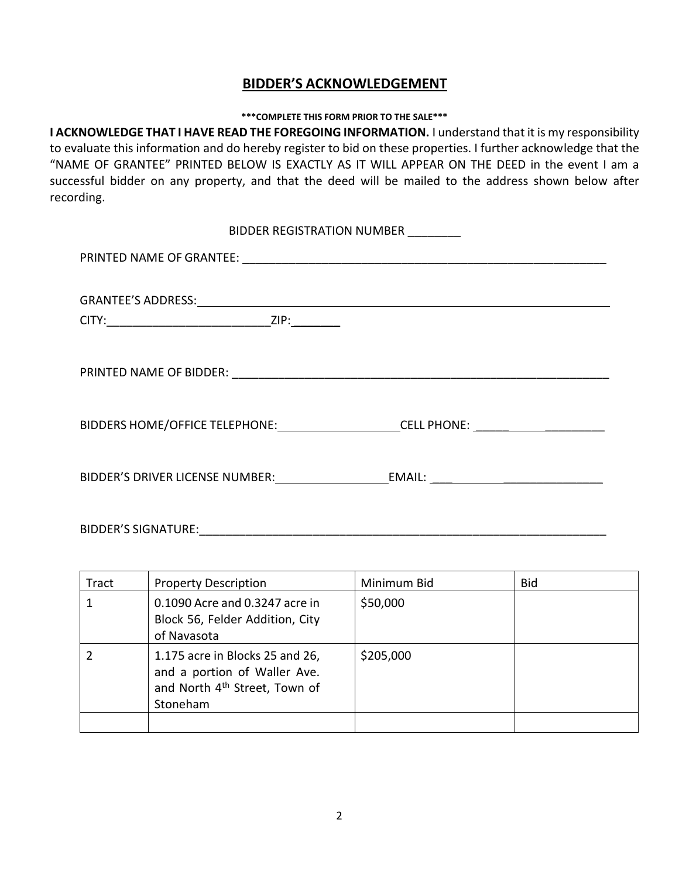## BIDDER'S ACKNOWLEDGEMENT

**\*\*\*COMPLETE THIS FORM PRIOR TO THE SALE\*\*\***

**I ACKNOWLEDGE THAT I HAVE READ THE FOREGOING INFORMATION.** I understand that it is my responsibility to evaluate this information and do hereby register to bid on these properties. I further acknowledge that the "NAME OF GRANTEE" PRINTED BELOW IS EXACTLY AS IT WILL APPEAR ON THE DEED in the event I am a successful bidder on any property, and that the deed will be mailed to the address shown below after recording.

BIDDER REGISTRATION NUMBER ________

PRINTED NAME OF GRANTEE: ________________________________________________________

GRANTEE'S ADDRESS: ________________________________________________________

CITY: _________________________ ZIP: ________

PRINTED NAME OF BIDDER: ________________________________________________________

BIDDERS HOME/OFFICE TELEPHONE: ___________________ CELL PHONE: ________________

BIDDER'S DRIVER LICENSE NUMBER: _________________ EMAIL: _______________________

BIDDER'S SIGNATURE: ________________________________________________________

| Tract | Property Description | Minimum Bid | Bid |
|---|---|---|---|
| 1 | 0.1090 Acre and 0.3247 acre in Block 56, Felder Addition, City of Navasota | $50,000 | |
| 2 | 1.175 acre in Blocks 25 and 26, and a portion of Waller Ave. and North 4th Street, Town of Stoneham | $205,000 | |
| | | | |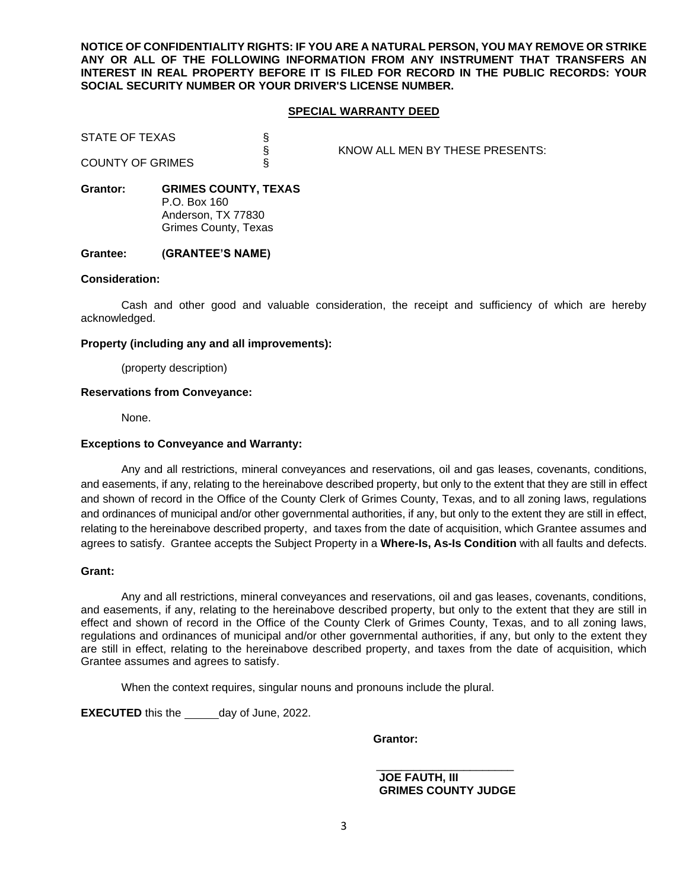**NOTICE OF CONFIDENTIALITY RIGHTS: IF YOU ARE A NATURAL PERSON, YOU MAY REMOVE OR STRIKE ANY OR ALL OF THE FOLLOWING INFORMATION FROM ANY INSTRUMENT THAT TRANSFERS AN INTEREST IN REAL PROPERTY BEFORE IT IS FILED FOR RECORD IN THE PUBLIC RECORDS: YOUR SOCIAL SECURITY NUMBER OR YOUR DRIVER'S LICENSE NUMBER.**

## SPECIAL WARRANTY DEED

STATE OF TEXAS §
§ KNOW ALL MEN BY THESE PRESENTS:
COUNTY OF GRIMES §

**Grantor:** **GRIMES COUNTY, TEXAS**
P.O. Box 160
Anderson, TX 77830
Grimes County, Texas

**Grantee:** **(GRANTEE'S NAME)**

**Consideration:**

Cash and other good and valuable consideration, the receipt and sufficiency of which are hereby acknowledged.

**Property (including any and all improvements):**

(property description)

**Reservations from Conveyance:**

None.

**Exceptions to Conveyance and Warranty:**

Any and all restrictions, mineral conveyances and reservations, oil and gas leases, covenants, conditions, and easements, if any, relating to the hereinabove described property, but only to the extent that they are still in effect and shown of record in the Office of the County Clerk of Grimes County, Texas, and to all zoning laws, regulations and ordinances of municipal and/or other governmental authorities, if any, but only to the extent they are still in effect, relating to the hereinabove described property, and taxes from the date of acquisition, which Grantee assumes and agrees to satisfy. Grantee accepts the Subject Property in a **Where-Is, As-Is Condition** with all faults and defects.

**Grant:**

Any and all restrictions, mineral conveyances and reservations, oil and gas leases, covenants, conditions, and easements, if any, relating to the hereinabove described property, but only to the extent that they are still in effect and shown of record in the Office of the County Clerk of Grimes County, Texas, and to all zoning laws, regulations and ordinances of municipal and/or other governmental authorities, if any, but only to the extent they are still in effect, relating to the hereinabove described property, and taxes from the date of acquisition, which Grantee assumes and agrees to satisfy.

When the context requires, singular nouns and pronouns include the plural.

**EXECUTED** this the ______day of June, 2022.

**Grantor:**

______________________
**JOE FAUTH, III**
**GRIMES COUNTY JUDGE**